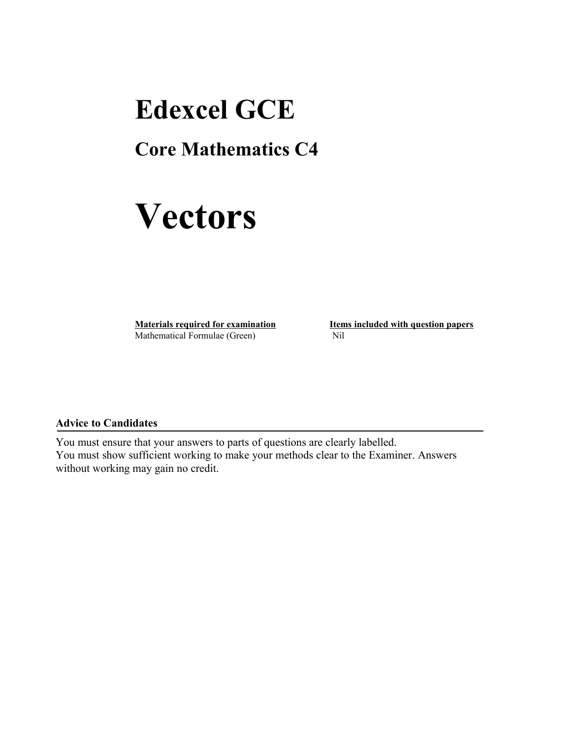# Edexcel GCE

## Core Mathematics C4

# Vectors

| **Materials required for examination** | **Items included with question papers** |
| --- | --- |
| Mathematical Formulae (Green) | Nil |

**Advice to Candidates**

You must ensure that your answers to parts of questions are clearly labelled.
You must show sufficient working to make your methods clear to the Examiner. Answers without working may gain no credit.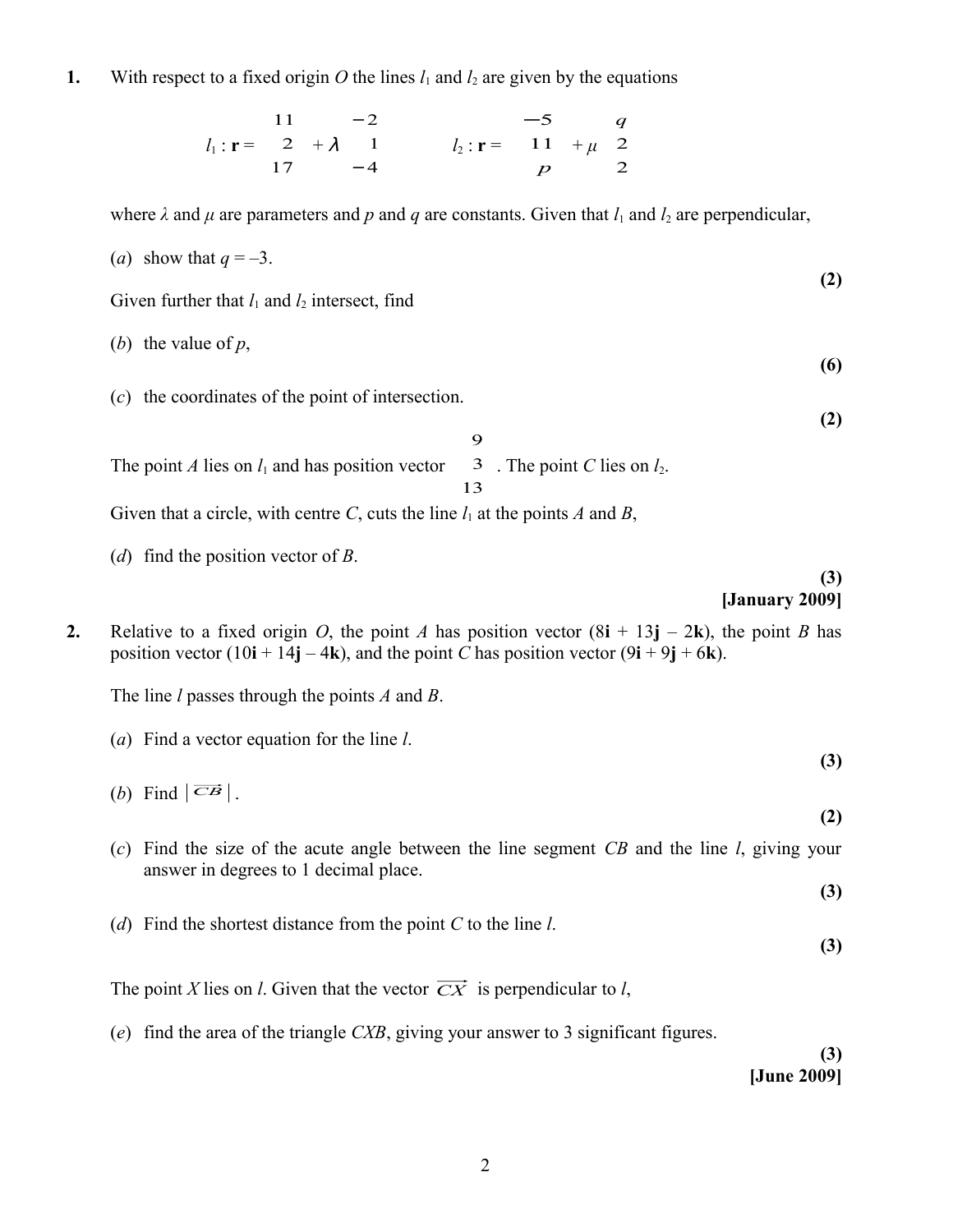1. With respect to a fixed origin $O$ the lines $l_1$ and $l_2$ are given by the equations

$$l_1 : \mathbf{r} = \begin{pmatrix} 11 \\ 2 \\ 17 \end{pmatrix} + \lambda \begin{pmatrix} -2 \\ 1 \\ -4 \end{pmatrix} \qquad l_2 : \mathbf{r} = \begin{pmatrix} -5 \\ 11 \\ p \end{pmatrix} + \mu \begin{pmatrix} q \\ 2 \\ 2 \end{pmatrix}$$

where $\lambda$ and $\mu$ are parameters and $p$ and $q$ are constants. Given that $l_1$ and $l_2$ are perpendicular,

(*a*) show that $q = -3$.

**(2)**

Given further that $l_1$ and $l_2$ intersect, find

(*b*) the value of $p$,

**(6)**

(*c*) the coordinates of the point of intersection.

**(2)**

The point $A$ lies on $l_1$ and has position vector $\begin{pmatrix} 9 \\ 3 \\ 13 \end{pmatrix}$. The point $C$ lies on $l_2$.

Given that a circle, with centre $C$, cuts the line $l_1$ at the points $A$ and $B$,

(*d*) find the position vector of $B$.

**(3)**

**[January 2009]**

2. Relative to a fixed origin $O$, the point $A$ has position vector $(8\mathbf{i} + 13\mathbf{j} - 2\mathbf{k})$, the point $B$ has position vector $(10\mathbf{i} + 14\mathbf{j} - 4\mathbf{k})$, and the point $C$ has position vector $(9\mathbf{i} + 9\mathbf{j} + 6\mathbf{k})$.

The line $l$ passes through the points $A$ and $B$.

(*a*) Find a vector equation for the line $l$.

**(3)**

(*b*) Find $|\overrightarrow{CB}|$.

**(2)**

(*c*) Find the size of the acute angle between the line segment $CB$ and the line $l$, giving your answer in degrees to 1 decimal place.

**(3)**

(*d*) Find the shortest distance from the point $C$ to the line $l$.

**(3)**

The point $X$ lies on $l$. Given that the vector $\overrightarrow{CX}$ is perpendicular to $l$,

(*e*) find the area of the triangle $CXB$, giving your answer to 3 significant figures.

**(3)**

**[June 2009]**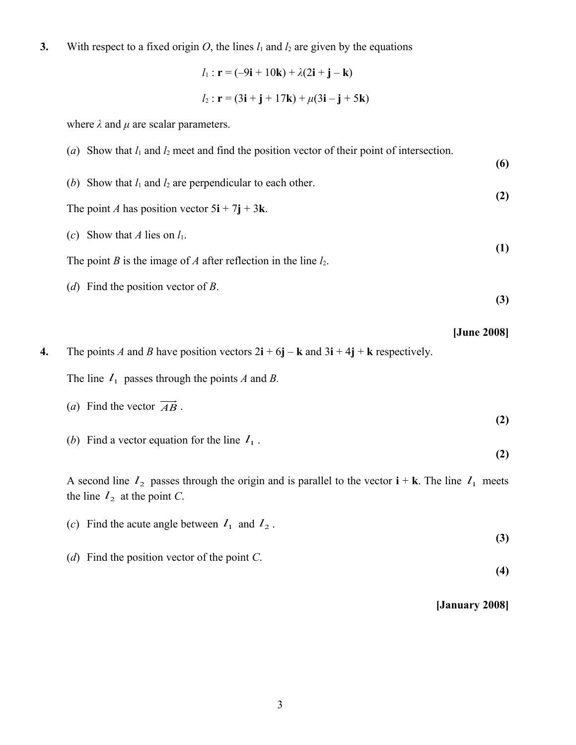**3.** With respect to a fixed origin $O$, the lines $l_1$ and $l_2$ are given by the equations

$$l_1 : \mathbf{r} = (-9\mathbf{i} + 10\mathbf{k}) + \lambda(2\mathbf{i} + \mathbf{j} - \mathbf{k})$$

$$l_2 : \mathbf{r} = (3\mathbf{i} + \mathbf{j} + 17\mathbf{k}) + \mu(3\mathbf{i} - \mathbf{j} + 5\mathbf{k})$$

where $\lambda$ and $\mu$ are scalar parameters.

(*a*) Show that $l_1$ and $l_2$ meet and find the position vector of their point of intersection. **(6)**

(*b*) Show that $l_1$ and $l_2$ are perpendicular to each other. **(2)**

The point $A$ has position vector $5\mathbf{i} + 7\mathbf{j} + 3\mathbf{k}$.

(*c*) Show that $A$ lies on $l_1$. **(1)**

The point $B$ is the image of $A$ after reflection in the line $l_2$.

(*d*) Find the position vector of $B$. **(3)**

**[June 2008]**

**4.** The points $A$ and $B$ have position vectors $2\mathbf{i} + 6\mathbf{j} - \mathbf{k}$ and $3\mathbf{i} + 4\mathbf{j} + \mathbf{k}$ respectively.

The line $l_1$ passes through the points $A$ and $B$.

(*a*) Find the vector $\overrightarrow{AB}$. **(2)**

(*b*) Find a vector equation for the line $l_1$. **(2)**

A second line $l_2$ passes through the origin and is parallel to the vector $\mathbf{i} + \mathbf{k}$. The line $l_1$ meets the line $l_2$ at the point $C$.

(*c*) Find the acute angle between $l_1$ and $l_2$. **(3)**

(*d*) Find the position vector of the point $C$. **(4)**

**[January 2008]**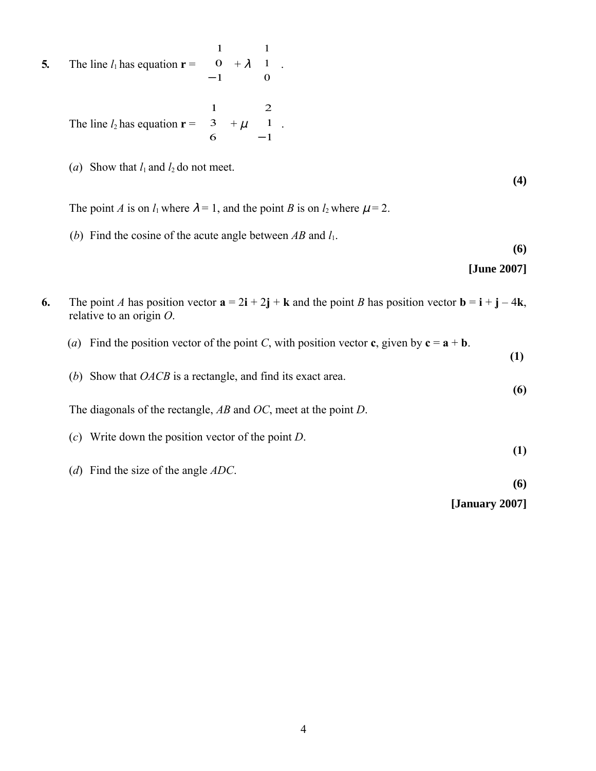**5.** The line $l_1$ has equation $\mathbf{r} = \begin{pmatrix} 1 \\ 0 \\ -1 \end{pmatrix} + \lambda \begin{pmatrix} 1 \\ 1 \\ 0 \end{pmatrix}$.

The line $l_2$ has equation $\mathbf{r} = \begin{pmatrix} 1 \\ 3 \\ 6 \end{pmatrix} + \mu \begin{pmatrix} 2 \\ 1 \\ -1 \end{pmatrix}$.

(*a*) Show that $l_1$ and $l_2$ do not meet. **(4)**

The point $A$ is on $l_1$ where $\lambda = 1$, and the point $B$ is on $l_2$ where $\mu = 2$.

(*b*) Find the cosine of the acute angle between $AB$ and $l_1$. **(6)**

**[June 2007]**

**6.** The point $A$ has position vector $\mathbf{a} = 2\mathbf{i} + 2\mathbf{j} + \mathbf{k}$ and the point $B$ has position vector $\mathbf{b} = \mathbf{i} + \mathbf{j} - 4\mathbf{k}$, relative to an origin $O$.

(*a*) Find the position vector of the point $C$, with position vector $\mathbf{c}$, given by $\mathbf{c} = \mathbf{a} + \mathbf{b}$. **(1)**

(*b*) Show that $OACB$ is a rectangle, and find its exact area. **(6)**

The diagonals of the rectangle, $AB$ and $OC$, meet at the point $D$.

(*c*) Write down the position vector of the point $D$. **(1)**

(*d*) Find the size of the angle $ADC$. **(6)**

**[January 2007]**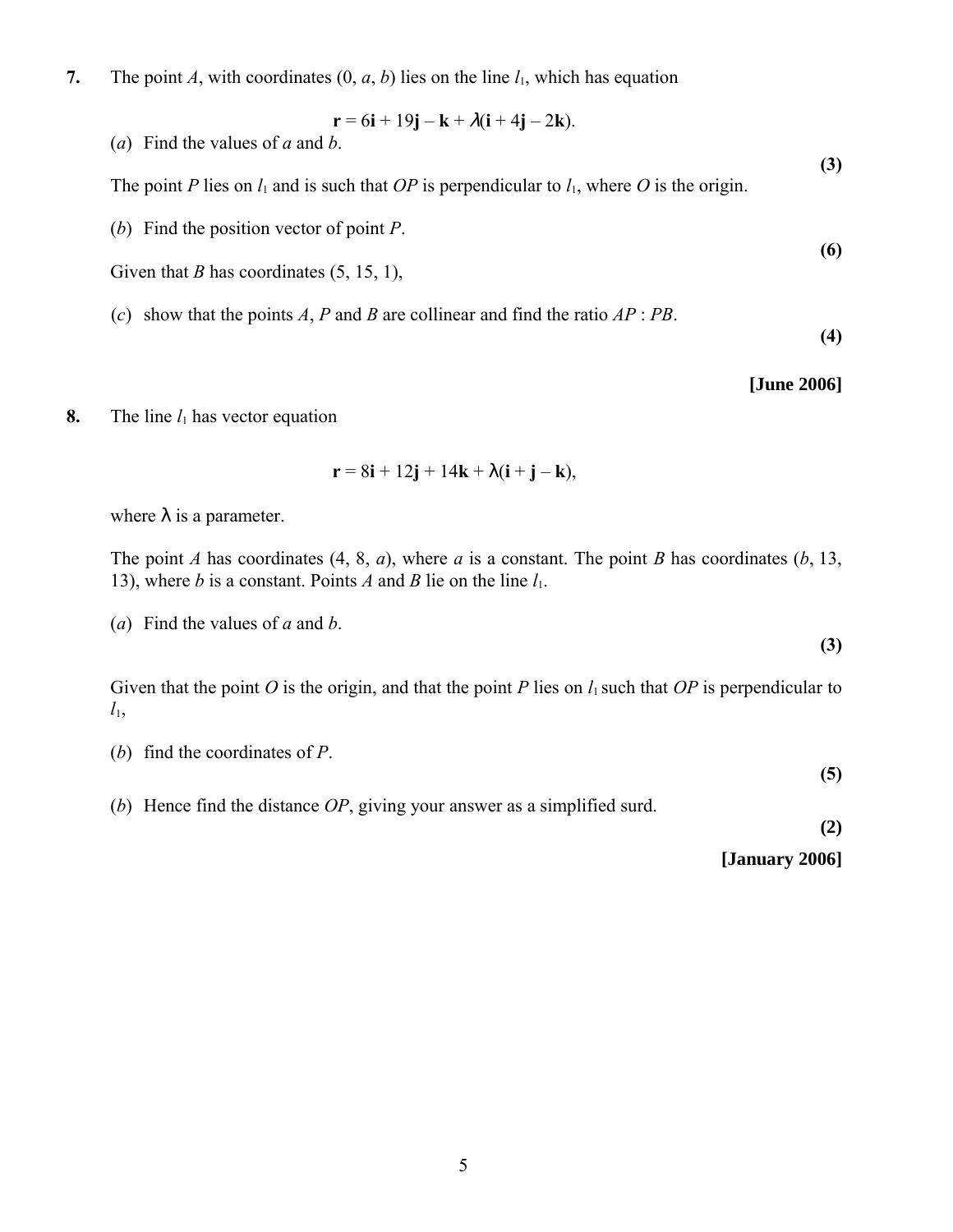**7.** The point $A$, with coordinates $(0, a, b)$ lies on the line $l_1$, which has equation

$$\mathbf{r} = 6\mathbf{i} + 19\mathbf{j} - \mathbf{k} + \lambda(\mathbf{i} + 4\mathbf{j} - 2\mathbf{k}).$$

(*a*) Find the values of $a$ and $b$.

**(3)**

The point $P$ lies on $l_1$ and is such that $OP$ is perpendicular to $l_1$, where $O$ is the origin.

(*b*) Find the position vector of point $P$.

**(6)**

Given that $B$ has coordinates $(5, 15, 1)$,

(*c*) show that the points $A$, $P$ and $B$ are collinear and find the ratio $AP : PB$.

**(4)**

**[June 2006]**

**8.** The line $l_1$ has vector equation

$$\mathbf{r} = 8\mathbf{i} + 12\mathbf{j} + 14\mathbf{k} + \lambda(\mathbf{i} + \mathbf{j} - \mathbf{k}),$$

where $\lambda$ is a parameter.

The point $A$ has coordinates $(4, 8, a)$, where $a$ is a constant. The point $B$ has coordinates $(b, 13, 13)$, where $b$ is a constant. Points $A$ and $B$ lie on the line $l_1$.

(*a*) Find the values of $a$ and $b$.

**(3)**

Given that the point $O$ is the origin, and that the point $P$ lies on $l_1$ such that $OP$ is perpendicular to $l_1$,

(*b*) find the coordinates of $P$.

**(5)**

(*b*) Hence find the distance $OP$, giving your answer as a simplified surd.

**(2)**

**[January 2006]**